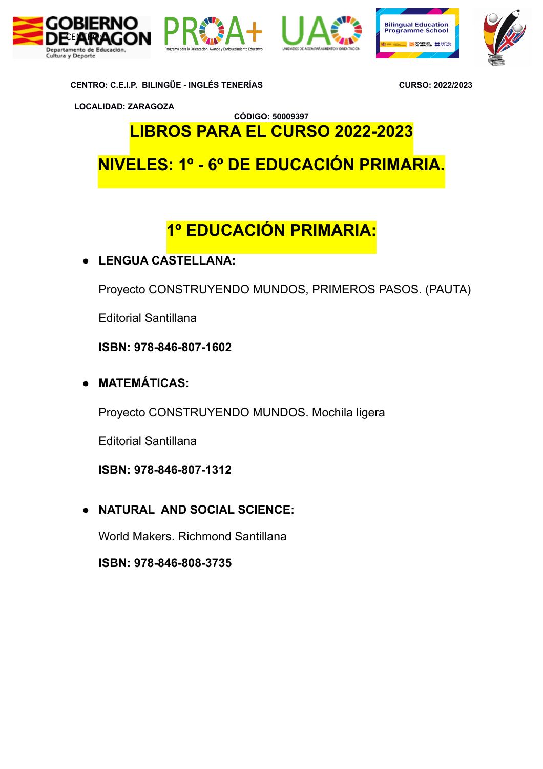**CENTRO: C.E.I.P. BILINGÜE - INGLÉS TENERÍAS** **CURSO: 2022/2023**

**LOCALIDAD: ZARAGOZA**

**CÓDIGO: 50009397**

# LIBROS PARA EL CURSO 2022-2023

# NIVELES: 1º - 6º DE EDUCACIÓN PRIMARIA.

## 1º EDUCACIÓN PRIMARIA:

- **LENGUA CASTELLANA:**

  Proyecto CONSTRUYENDO MUNDOS, PRIMEROS PASOS. (PAUTA)

  Editorial Santillana

  **ISBN: 978-846-807-1602**

- **MATEMÁTICAS:**

  Proyecto CONSTRUYENDO MUNDOS. Mochila ligera

  Editorial Santillana

  **ISBN: 978-846-807-1312**

- **NATURAL AND SOCIAL SCIENCE:**

  World Makers. Richmond Santillana

  **ISBN: 978-846-808-3735**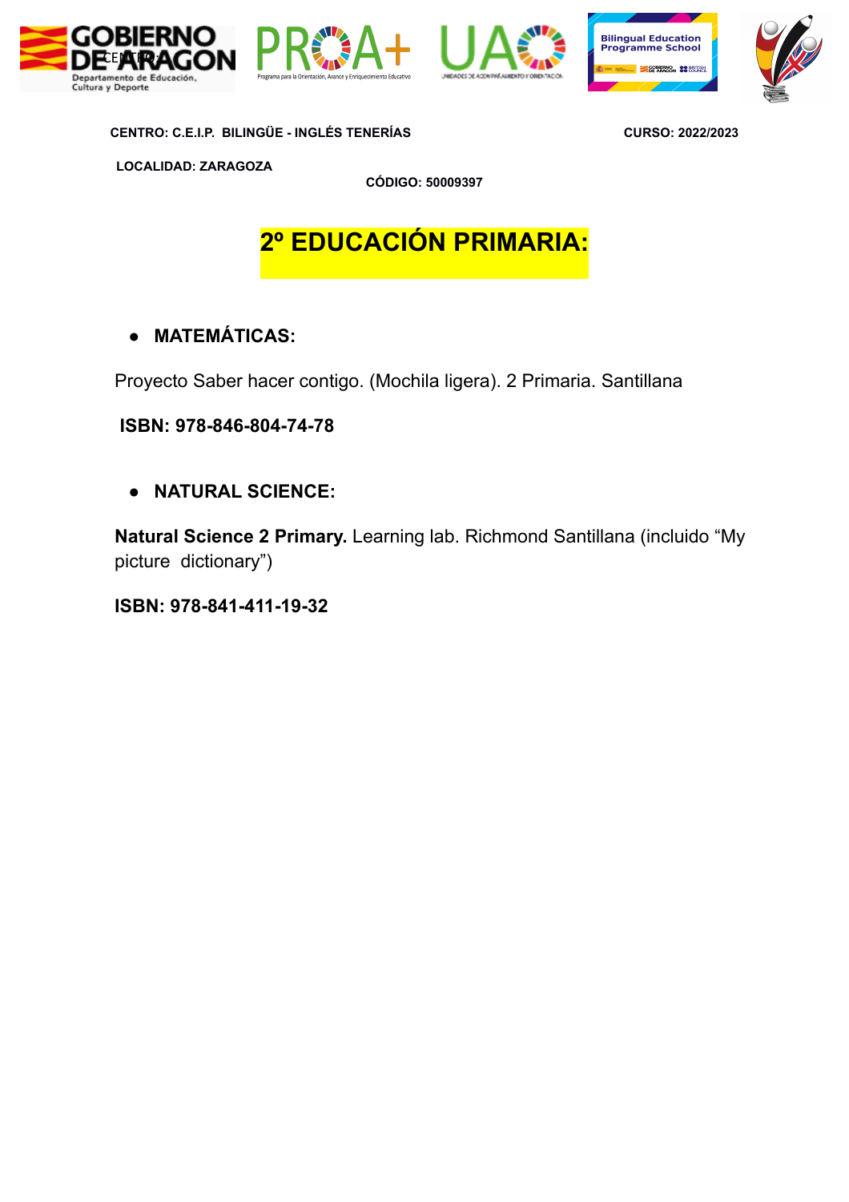**CENTRO: C.E.I.P. BILINGÜE - INGLÉS TENERÍAS** **CURSO: 2022/2023**

**LOCALIDAD: ZARAGOZA**

**CÓDIGO: 50009397**

# 2º EDUCACIÓN PRIMARIA:

- **MATEMÁTICAS:**

Proyecto Saber hacer contigo. (Mochila ligera). 2 Primaria. Santillana

**ISBN: 978-846-804-74-78**

- **NATURAL SCIENCE:**

**Natural Science 2 Primary.** Learning lab. Richmond Santillana (incluido “My picture dictionary”)

**ISBN: 978-841-411-19-32**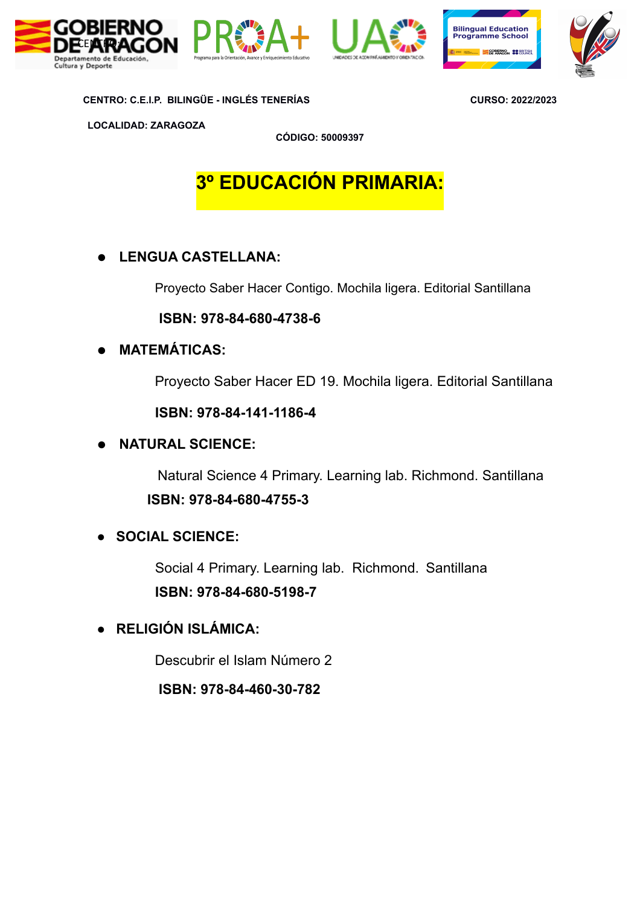CENTRO: C.E.I.P. BILINGÜE - INGLÉS TENERÍAS CURSO: 2022/2023

LOCALIDAD: ZARAGOZA

CÓDIGO: 50009397

# 3º EDUCACIÓN PRIMARIA:

- **LENGUA CASTELLANA:**

  Proyecto Saber Hacer Contigo. Mochila ligera. Editorial Santillana

  **ISBN: 978-84-680-4738-6**

- **MATEMÁTICAS:**

  Proyecto Saber Hacer ED 19. Mochila ligera. Editorial Santillana

  **ISBN: 978-84-141-1186-4**

- **NATURAL SCIENCE:**

  Natural Science 4 Primary. Learning lab. Richmond. Santillana

  **ISBN: 978-84-680-4755-3**

- **SOCIAL SCIENCE:**

  Social 4 Primary. Learning lab. Richmond. Santillana

  **ISBN: 978-84-680-5198-7**

- **RELIGIÓN ISLÁMICA:**

  Descubrir el Islam Número 2

  **ISBN: 978-84-460-30-782**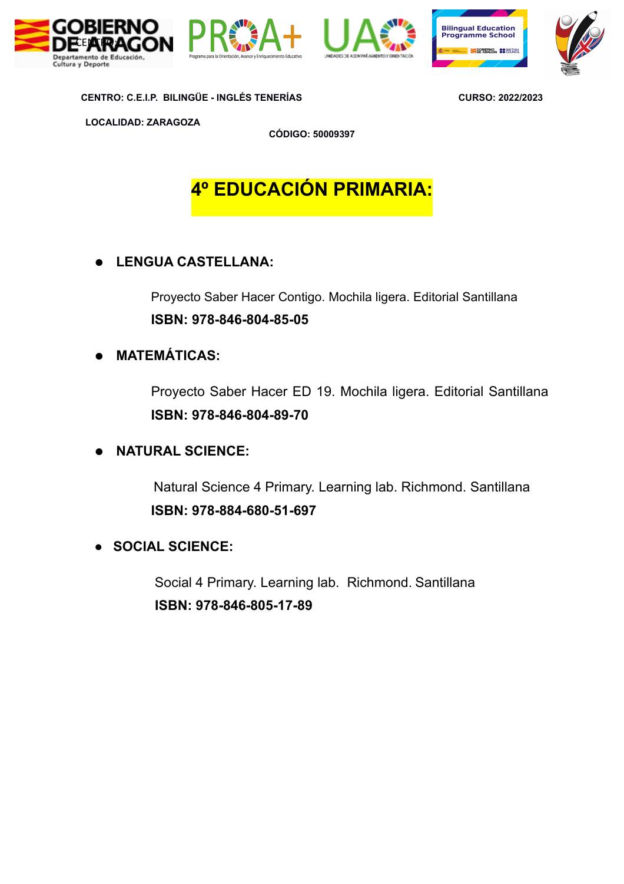CENTRO: C.E.I.P. BILINGÜE - INGLÉS TENERÍAS

CURSO: 2022/2023

LOCALIDAD: ZARAGOZA

CÓDIGO: 50009397

# 4º EDUCACIÓN PRIMARIA:

- **LENGUA CASTELLANA:**

  Proyecto Saber Hacer Contigo. Mochila ligera. Editorial Santillana
  **ISBN: 978-846-804-85-05**

- **MATEMÁTICAS:**

  Proyecto Saber Hacer ED 19. Mochila ligera. Editorial Santillana
  **ISBN: 978-846-804-89-70**

- **NATURAL SCIENCE:**

  Natural Science 4 Primary. Learning lab. Richmond. Santillana
  **ISBN: 978-884-680-51-697**

- **SOCIAL SCIENCE:**

  Social 4 Primary. Learning lab. Richmond. Santillana
  **ISBN: 978-846-805-17-89**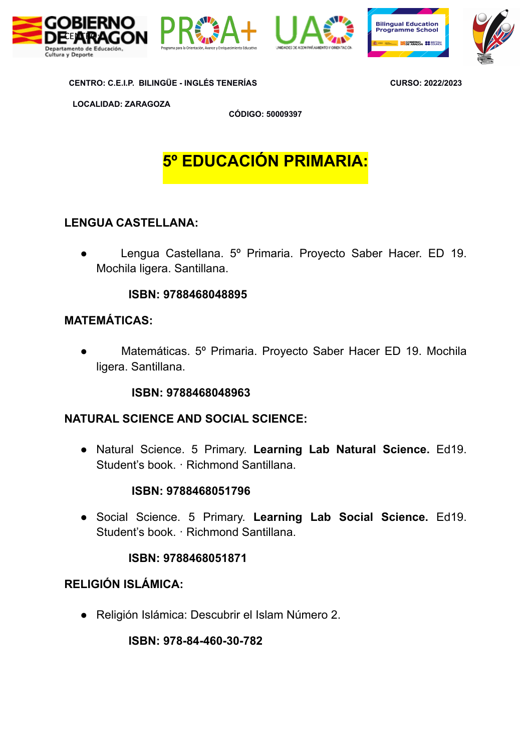CENTRO: C.E.I.P. BILINGÜE - INGLÉS TENERÍAS CURSO: 2022/2023

LOCALIDAD: ZARAGOZA

CÓDIGO: 50009397

# 5º EDUCACIÓN PRIMARIA:

## LENGUA CASTELLANA:

- Lengua Castellana. 5º Primaria. Proyecto Saber Hacer. ED 19. Mochila ligera. Santillana.

  **ISBN: 9788468048895**

## MATEMÁTICAS:

- Matemáticas. 5º Primaria. Proyecto Saber Hacer ED 19. Mochila ligera. Santillana.

  **ISBN: 9788468048963**

## NATURAL SCIENCE AND SOCIAL SCIENCE:

- Natural Science. 5 Primary. **Learning Lab Natural Science.** Ed19. Student's book. · Richmond Santillana.

  **ISBN: 9788468051796**

- Social Science. 5 Primary. **Learning Lab Social Science.** Ed19. Student's book. · Richmond Santillana.

  **ISBN: 9788468051871**

## RELIGIÓN ISLÁMICA:

- Religión Islámica: Descubrir el Islam Número 2.

  **ISBN: 978-84-460-30-782**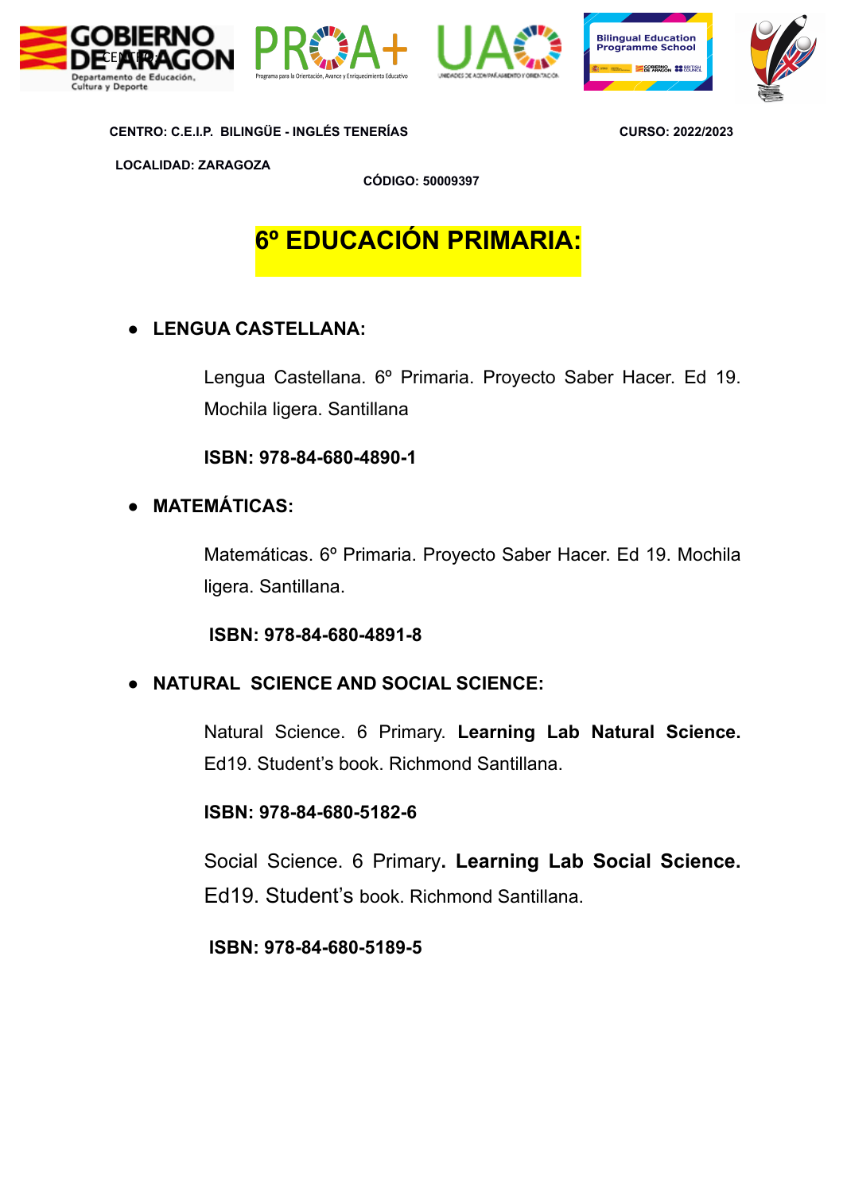**CENTRO: C.E.I.P. BILINGÜE - INGLÉS TENERÍAS** **CURSO: 2022/2023**

**LOCALIDAD: ZARAGOZA**

**CÓDIGO: 50009397**

# 6º EDUCACIÓN PRIMARIA:

- **LENGUA CASTELLANA:**

  Lengua Castellana. 6º Primaria. Proyecto Saber Hacer. Ed 19. Mochila ligera. Santillana

  **ISBN: 978-84-680-4890-1**

- **MATEMÁTICAS:**

  Matemáticas. 6º Primaria. Proyecto Saber Hacer. Ed 19. Mochila ligera. Santillana.

  **ISBN: 978-84-680-4891-8**

- **NATURAL SCIENCE AND SOCIAL SCIENCE:**

  Natural Science. 6 Primary. **Learning Lab Natural Science.** Ed19. Student's book. Richmond Santillana.

  **ISBN: 978-84-680-5182-6**

  Social Science. 6 Primary**. Learning Lab Social Science.** Ed19. Student's book. Richmond Santillana.

  **ISBN: 978-84-680-5189-5**